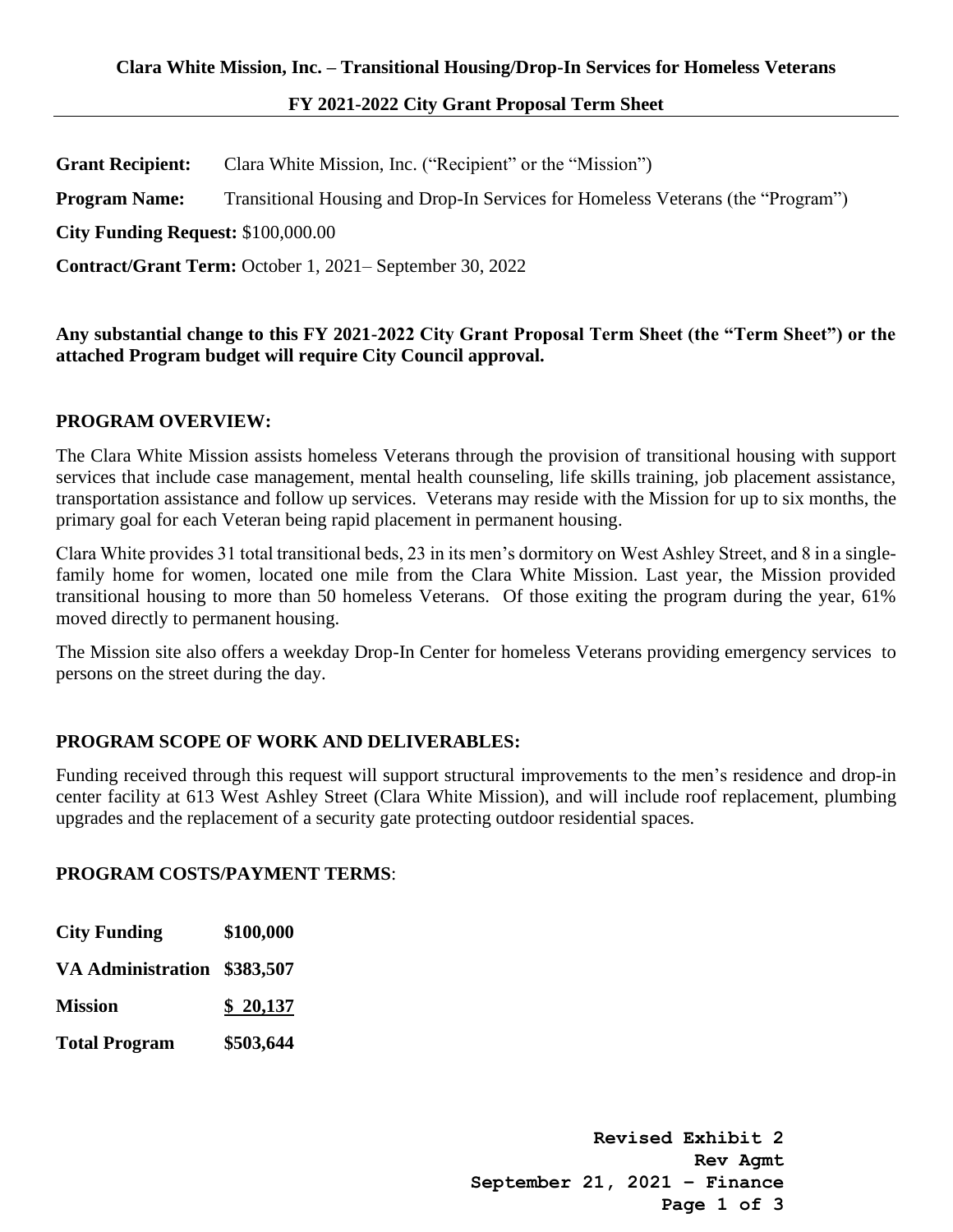**Clara White Mission, Inc. – Transitional Housing/Drop-In Services for Homeless Veterans**

**FY 2021-2022 City Grant Proposal Term Sheet**

---

**Grant Recipient:** Clara White Mission, Inc. ("Recipient" or the "Mission")

**Program Name:** Transitional Housing and Drop-In Services for Homeless Veterans (the "Program")

**City Funding Request:** $100,000.00

**Contract/Grant Term:** October 1, 2021– September 30, 2022

**Any substantial change to this FY 2021-2022 City Grant Proposal Term Sheet (the "Term Sheet") or the attached Program budget will require City Council approval.**

## PROGRAM OVERVIEW:

The Clara White Mission assists homeless Veterans through the provision of transitional housing with support services that include case management, mental health counseling, life skills training, job placement assistance, transportation assistance and follow up services. Veterans may reside with the Mission for up to six months, the primary goal for each Veteran being rapid placement in permanent housing.

Clara White provides 31 total transitional beds, 23 in its men's dormitory on West Ashley Street, and 8 in a single-family home for women, located one mile from the Clara White Mission. Last year, the Mission provided transitional housing to more than 50 homeless Veterans. Of those exiting the program during the year, 61% moved directly to permanent housing.

The Mission site also offers a weekday Drop-In Center for homeless Veterans providing emergency services to persons on the street during the day.

## PROGRAM SCOPE OF WORK AND DELIVERABLES:

Funding received through this request will support structural improvements to the men's residence and drop-in center facility at 613 West Ashley Street (Clara White Mission), and will include roof replacement, plumbing upgrades and the replacement of a security gate protecting outdoor residential spaces.

## PROGRAM COSTS/PAYMENT TERMS:

| | |
|---|---|
| **City Funding** | **$100,000** |
| **VA Administration** | **$383,507** |
| **Mission** | **$ 20,137** |
| **Total Program** | **$503,644** |

**Revised Exhibit 2**
**Rev Agmt**
**September 21, 2021 – Finance**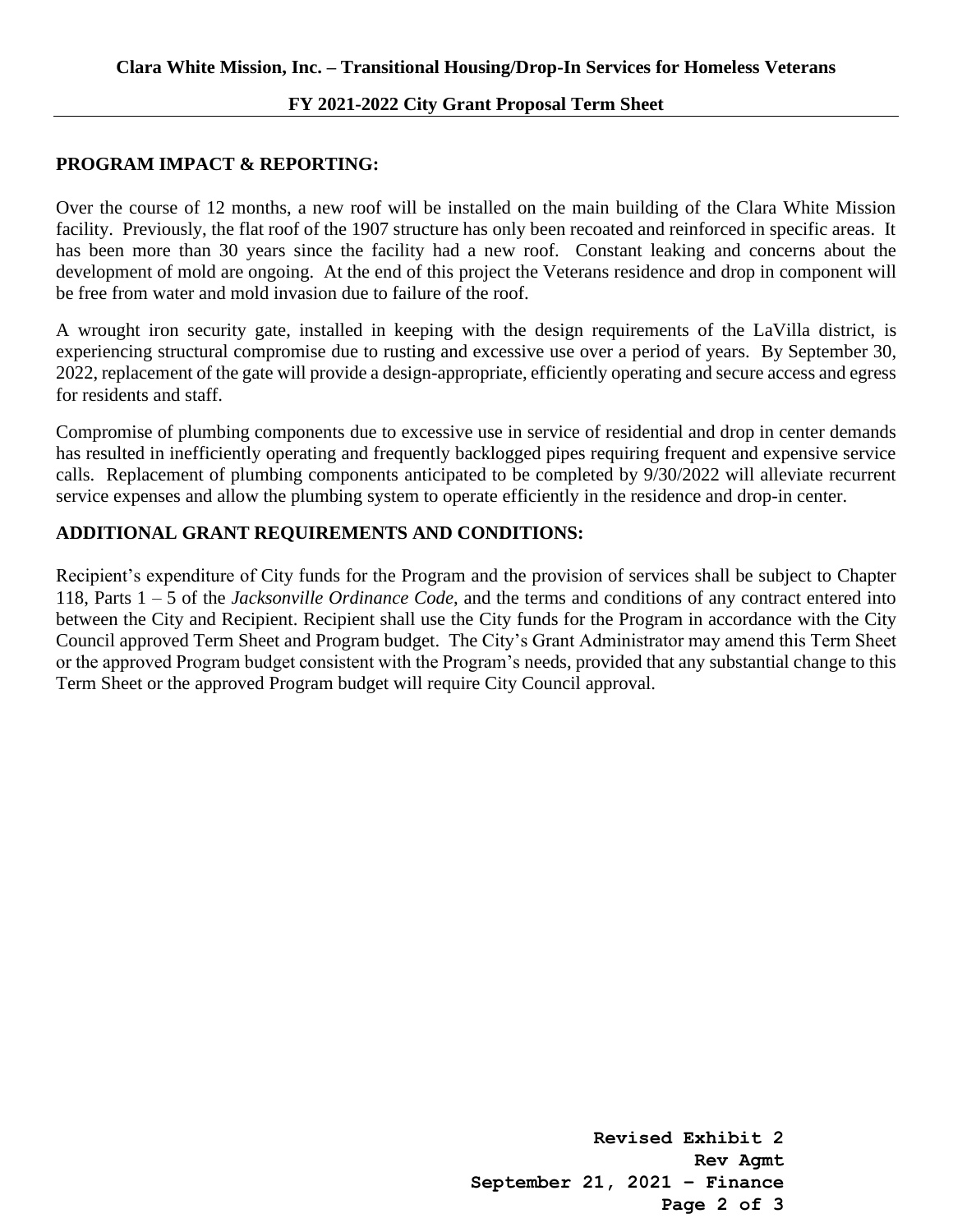## PROGRAM IMPACT & REPORTING:

Over the course of 12 months, a new roof will be installed on the main building of the Clara White Mission facility. Previously, the flat roof of the 1907 structure has only been recoated and reinforced in specific areas. It has been more than 30 years since the facility had a new roof. Constant leaking and concerns about the development of mold are ongoing. At the end of this project the Veterans residence and drop in component will be free from water and mold invasion due to failure of the roof.

A wrought iron security gate, installed in keeping with the design requirements of the LaVilla district, is experiencing structural compromise due to rusting and excessive use over a period of years. By September 30, 2022, replacement of the gate will provide a design-appropriate, efficiently operating and secure access and egress for residents and staff.

Compromise of plumbing components due to excessive use in service of residential and drop in center demands has resulted in inefficiently operating and frequently backlogged pipes requiring frequent and expensive service calls. Replacement of plumbing components anticipated to be completed by 9/30/2022 will alleviate recurrent service expenses and allow the plumbing system to operate efficiently in the residence and drop-in center.

## ADDITIONAL GRANT REQUIREMENTS AND CONDITIONS:

Recipient's expenditure of City funds for the Program and the provision of services shall be subject to Chapter 118, Parts 1 – 5 of the *Jacksonville Ordinance Code*, and the terms and conditions of any contract entered into between the City and Recipient. Recipient shall use the City funds for the Program in accordance with the City Council approved Term Sheet and Program budget. The City's Grant Administrator may amend this Term Sheet or the approved Program budget consistent with the Program's needs, provided that any substantial change to this Term Sheet or the approved Program budget will require City Council approval.

**Revised Exhibit 2**
**Rev Agmt**
**September 21, 2021 – Finance**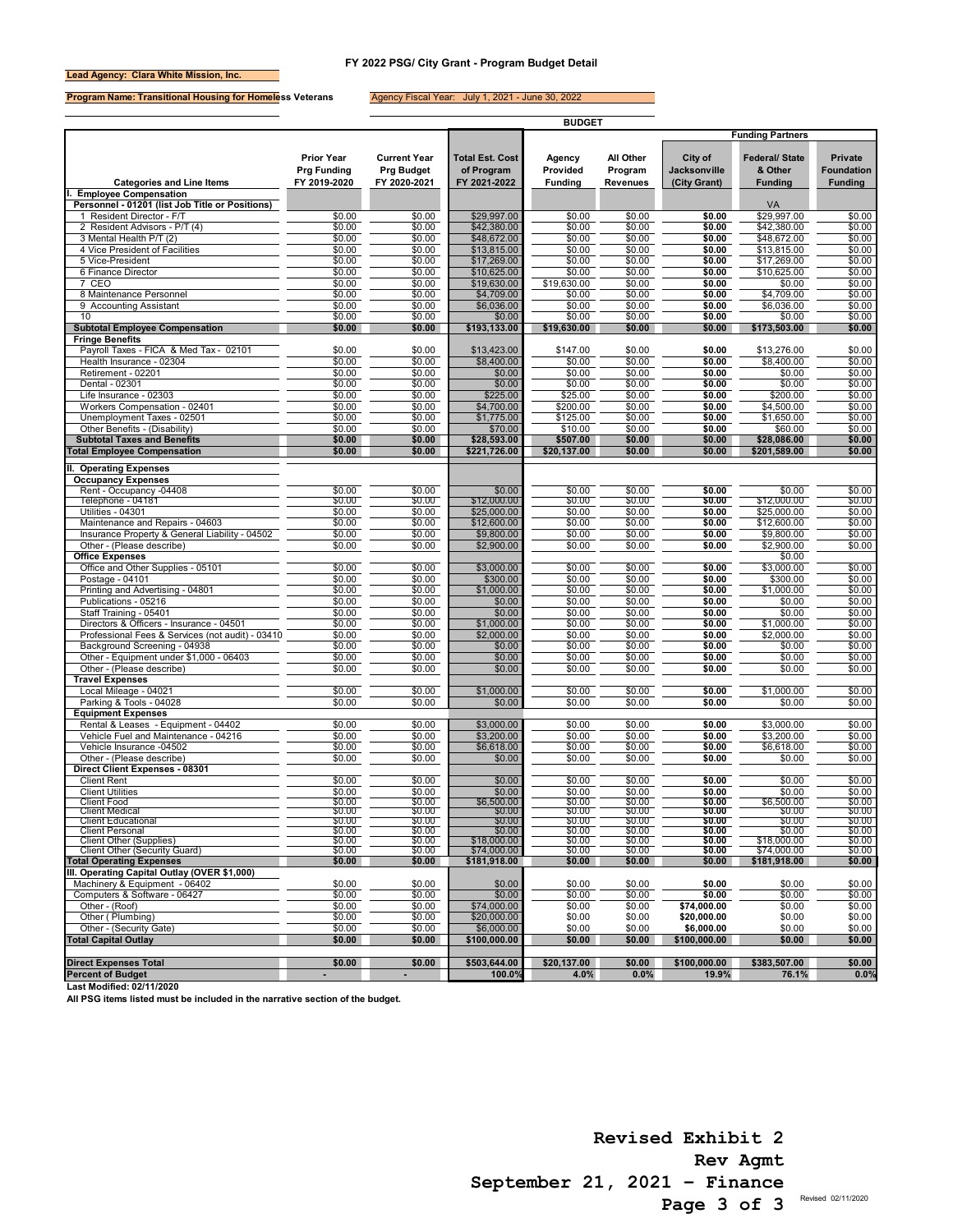**FY 2022 PSG/ City Grant - Program Budget Detail**

**Lead Agency: Clara White Mission, Inc.**

**Program Name: Transitional Housing for Homeless Veterans**

Agency Fiscal Year: July 1, 2021 - June 30, 2022

| | | | BUDGET | | | | | |
|---|---|---|---|---|---|---|---|---|
| | | | | | | Funding Partners | | |
| **Categories and Line Items** | **Prior Year Prg Funding FY 2019-2020** | **Current Year Prg Budget FY 2020-2021** | **Total Est. Cost of Program FY 2021-2022** | **Agency Provided Funding** | **All Other Program Revenues** | **City of Jacksonville (City Grant)** | **Federal/ State & Other Funding** | **Private Foundation Funding** |
| **I. Employee Compensation** | | | | | | | | |
| **Personnel - 01201 (list Job Title or Positions)** | | | | | | | VA | |
| 1 Resident Director - F/T | $0.00 | $0.00 | $29,997.00 | $0.00 | $0.00 | **$0.00** | $29,997.00 | $0.00 |
| 2 Resident Advisors - P/T (4) | $0.00 | $0.00 | $42,380.00 | $0.00 | $0.00 | **$0.00** | $42,380.00 | $0.00 |
| 3 Mental Health P/T (2) | $0.00 | $0.00 | $48,672.00 | $0.00 | $0.00 | **$0.00** | $48,672.00 | $0.00 |
| 4 Vice President of Facilities | $0.00 | $0.00 | $13,815.00 | $0.00 | $0.00 | **$0.00** | $13,815.00 | $0.00 |
| 5 Vice-President | $0.00 | $0.00 | $17,269.00 | $0.00 | $0.00 | **$0.00** | $17,269.00 | $0.00 |
| 6 Finance Director | $0.00 | $0.00 | $10,625.00 | $0.00 | $0.00 | **$0.00** | $10,625.00 | $0.00 |
| 7 CEO | $0.00 | $0.00 | $19,630.00 | $19,630.00 | $0.00 | **$0.00** | $0.00 | $0.00 |
| 8 Maintenance Personnel | $0.00 | $0.00 | $4,709.00 | $0.00 | $0.00 | **$0.00** | $4,709.00 | $0.00 |
| 9 Accounting Assistant | $0.00 | $0.00 | $6,036.00 | $0.00 | $0.00 | **$0.00** | $6,036.00 | $0.00 |
| 10 | $0.00 | $0.00 | $0.00 | $0.00 | $0.00 | **$0.00** | $0.00 | $0.00 |
| **Subtotal Employee Compensation** | **$0.00** | **$0.00** | **$193,133.00** | **$19,630.00** | **$0.00** | **$0.00** | **$173,503.00** | **$0.00** |
| **Fringe Benefits** | | | | | | | | |
| Payroll Taxes - FICA & Med Tax - 02101 | $0.00 | $0.00 | $13,423.00 | $147.00 | $0.00 | **$0.00** | $13,276.00 | $0.00 |
| Health Insurance - 02304 | $0.00 | $0.00 | $8,400.00 | $0.00 | $0.00 | **$0.00** | $8,400.00 | $0.00 |
| Retirement - 02201 | $0.00 | $0.00 | $0.00 | $0.00 | $0.00 | **$0.00** | $0.00 | $0.00 |
| Dental - 02301 | $0.00 | $0.00 | $0.00 | $0.00 | $0.00 | **$0.00** | $0.00 | $0.00 |
| Life Insurance - 02303 | $0.00 | $0.00 | $225.00 | $25.00 | $0.00 | **$0.00** | $200.00 | $0.00 |
| Workers Compensation - 02401 | $0.00 | $0.00 | $4,700.00 | $200.00 | $0.00 | **$0.00** | $4,500.00 | $0.00 |
| Unemployment Taxes - 02501 | $0.00 | $0.00 | $1,775.00 | $125.00 | $0.00 | **$0.00** | $1,650.00 | $0.00 |
| Other Benefits - (Disability) | $0.00 | $0.00 | $70.00 | $10.00 | $0.00 | **$0.00** | $60.00 | $0.00 |
| **Subtotal Taxes and Benefits** | **$0.00** | **$0.00** | **$28,593.00** | **$507.00** | **$0.00** | **$0.00** | **$28,086.00** | **$0.00** |
| **Total Employee Compensation** | **$0.00** | **$0.00** | **$221,726.00** | **$20,137.00** | **$0.00** | **$0.00** | **$201,589.00** | **$0.00** |
| **II. Operating Expenses** | | | | | | | | |
| **Occupancy Expenses** | | | | | | | | |
| Rent - Occupancy -04408 | $0.00 | $0.00 | $0.00 | $0.00 | $0.00 | **$0.00** | $0.00 | $0.00 |
| Telephone - 04181 | $0.00 | $0.00 | $12,000.00 | $0.00 | $0.00 | **$0.00** | $12,000.00 | $0.00 |
| Utilities - 04301 | $0.00 | $0.00 | $25,000.00 | $0.00 | $0.00 | **$0.00** | $25,000.00 | $0.00 |
| Maintenance and Repairs - 04603 | $0.00 | $0.00 | $12,600.00 | $0.00 | $0.00 | **$0.00** | $12,600.00 | $0.00 |
| Insurance Property & General Liability - 04502 | $0.00 | $0.00 | $9,800.00 | $0.00 | $0.00 | **$0.00** | $9,800.00 | $0.00 |
| Other - (Please describe) | $0.00 | $0.00 | $2,900.00 | $0.00 | $0.00 | **$0.00** | $2,900.00 | $0.00 |
| **Office Expenses** | | | | | | | $0.00 | |
| Office and Other Supplies - 05101 | $0.00 | $0.00 | $3,000.00 | $0.00 | $0.00 | **$0.00** | $3,000.00 | $0.00 |
| Postage - 04101 | $0.00 | $0.00 | $300.00 | $0.00 | $0.00 | **$0.00** | $300.00 | $0.00 |
| Printing and Advertising - 04801 | $0.00 | $0.00 | $1,000.00 | $0.00 | $0.00 | **$0.00** | $1,000.00 | $0.00 |
| Publications - 05216 | $0.00 | $0.00 | $0.00 | $0.00 | $0.00 | **$0.00** | $0.00 | $0.00 |
| Staff Training - 05401 | $0.00 | $0.00 | $0.00 | $0.00 | $0.00 | **$0.00** | $0.00 | $0.00 |
| Directors & Officers - Insurance - 04501 | $0.00 | $0.00 | $1,000.00 | $0.00 | $0.00 | **$0.00** | $1,000.00 | $0.00 |
| Professional Fees & Services (not audit) - 03410 | $0.00 | $0.00 | $2,000.00 | $0.00 | $0.00 | **$0.00** | $2,000.00 | $0.00 |
| Background Screening - 04938 | $0.00 | $0.00 | $0.00 | $0.00 | $0.00 | **$0.00** | $0.00 | $0.00 |
| Other - Equipment under $1,000 - 06403 | $0.00 | $0.00 | $0.00 | $0.00 | $0.00 | **$0.00** | $0.00 | $0.00 |
| Other - (Please describe) | $0.00 | $0.00 | $0.00 | $0.00 | $0.00 | **$0.00** | $0.00 | $0.00 |
| **Travel Expenses** | | | | | | | | |
| Local Mileage - 04021 | $0.00 | $0.00 | $1,000.00 | $0.00 | $0.00 | **$0.00** | $1,000.00 | $0.00 |
| Parking & Tools - 04028 | $0.00 | $0.00 | $0.00 | $0.00 | $0.00 | **$0.00** | $0.00 | $0.00 |
| **Equipment Expenses** | | | | | | | | |
| Rental & Leases - Equipment - 04402 | $0.00 | $0.00 | $3,000.00 | $0.00 | $0.00 | **$0.00** | $3,000.00 | $0.00 |
| Vehicle Fuel and Maintenance - 04216 | $0.00 | $0.00 | $3,200.00 | $0.00 | $0.00 | **$0.00** | $3,200.00 | $0.00 |
| Vehicle Insurance -04502 | $0.00 | $0.00 | $6,618.00 | $0.00 | $0.00 | **$0.00** | $6,618.00 | $0.00 |
| Other - (Please describe) | $0.00 | $0.00 | $0.00 | $0.00 | $0.00 | **$0.00** | $0.00 | $0.00 |
| **Direct Client Expenses - 08301** | | | | | | | | |
| Client Rent | $0.00 | $0.00 | $0.00 | $0.00 | $0.00 | **$0.00** | $0.00 | $0.00 |
| Client Utilities | $0.00 | $0.00 | $0.00 | $0.00 | $0.00 | **$0.00** | $0.00 | $0.00 |
| Client Food | $0.00 | $0.00 | $6,500.00 | $0.00 | $0.00 | **$0.00** | $6,500.00 | $0.00 |
| Client Medical | $0.00 | $0.00 | $0.00 | $0.00 | $0.00 | **$0.00** | $0.00 | $0.00 |
| Client Educational | $0.00 | $0.00 | $0.00 | $0.00 | $0.00 | **$0.00** | $0.00 | $0.00 |
| Client Personal | $0.00 | $0.00 | $0.00 | $0.00 | $0.00 | **$0.00** | $0.00 | $0.00 |
| Client Other (Supplies) | $0.00 | $0.00 | $18,000.00 | $0.00 | $0.00 | **$0.00** | $18,000.00 | $0.00 |
| Client Other (Security Guard) | $0.00 | $0.00 | $74,000.00 | $0.00 | $0.00 | **$0.00** | $74,000.00 | $0.00 |
| **Total Operating Expenses** | **$0.00** | **$0.00** | **$181,918.00** | **$0.00** | **$0.00** | **$0.00** | **$181,918.00** | **$0.00** |
| **III. Operating Capital Outlay (OVER $1,000)** | | | | | | | | |
| Machinery & Equipment - 06402 | $0.00 | $0.00 | $0.00 | $0.00 | $0.00 | **$0.00** | $0.00 | $0.00 |
| Computers & Software - 06427 | $0.00 | $0.00 | $0.00 | $0.00 | $0.00 | **$0.00** | $0.00 | $0.00 |
| Other - (Roof) | $0.00 | $0.00 | $74,000.00 | $0.00 | $0.00 | **$74,000.00** | $0.00 | $0.00 |
| Other ( Plumbing) | $0.00 | $0.00 | $20,000.00 | $0.00 | $0.00 | **$20,000.00** | $0.00 | $0.00 |
| Other - (Security Gate) | $0.00 | $0.00 | $6,000.00 | $0.00 | $0.00 | **$6,000.00** | $0.00 | $0.00 |
| **Total Capital Outlay** | **$0.00** | **$0.00** | **$100,000.00** | **$0.00** | **$0.00** | **$100,000.00** | **$0.00** | **$0.00** |
| **Direct Expenses Total** | **$0.00** | **$0.00** | **$503,644.00** | **$20,137.00** | **$0.00** | **$100,000.00** | **$383,507.00** | **$0.00** |
| **Percent of Budget** | - | - | **100.0%** | **4.0%** | **0.0%** | **19.9%** | **76.1%** | **0.0%** |

**Last Modified: 02/11/2020**

**All PSG items listed must be included in the narrative section of the budget.**

**Revised Exhibit 2**
**Rev Agmt**
**September 21, 2021 – Finance**

Revised 02/11/2020